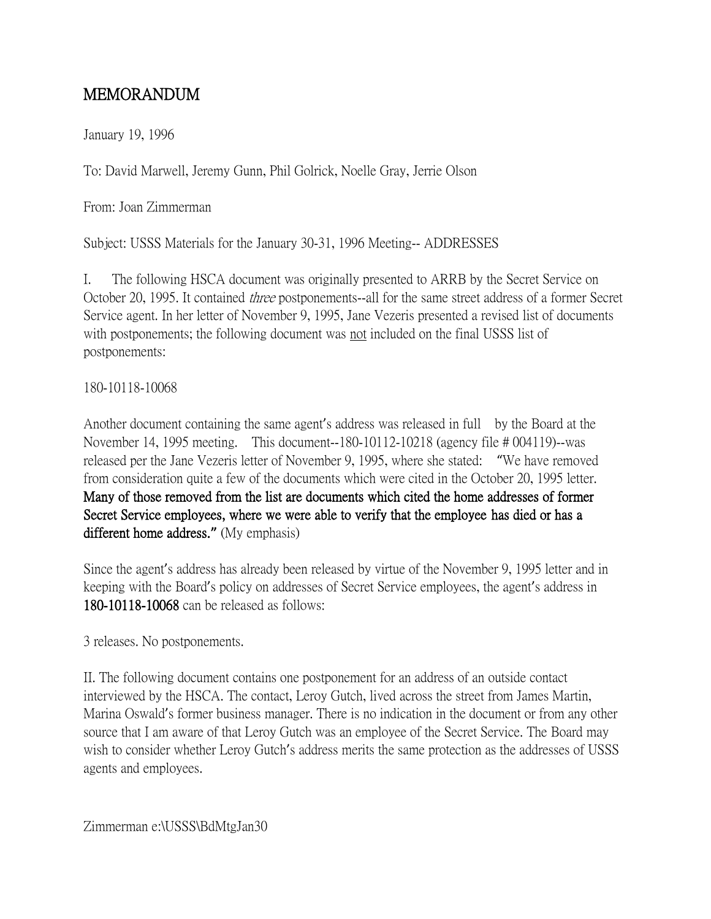MEMORANDUM

January 19, 1996

To: David Marwell, Jeremy Gunn, Phil Golrick, Noelle Gray, Jerrie Olson

From: Joan Zimmerman

Subject: USSS Materials for the January 30-31, 1996 Meeting-- ADDRESSES

I. The following HSCA document was originally presented to ARRB by the Secret Service on October 20, 1995. It contained *three* postponements--all for the same street address of a former Secret Service agent. In her letter of November 9, 1995, Jane Vezeris presented a revised list of documents with postponements; the following document was <u>not</u> included on the final USSS list of postponements:

180-10118-10068

Another document containing the same agent's address was released in full by the Board at the November 14, 1995 meeting. This document--180-10112-10218 (agency file # 004119)--was released per the Jane Vezeris letter of November 9, 1995, where she stated: "We have removed from consideration quite a few of the documents which were cited in the October 20, 1995 letter. **Many of those removed from the list are documents which cited the home addresses of former Secret Service employees, where we were able to verify that the employee has died or has a different home address."** (My emphasis)

Since the agent's address has already been released by virtue of the November 9, 1995 letter and in keeping with the Board's policy on addresses of Secret Service employees, the agent's address in **180-10118-10068** can be released as follows:

3 releases. No postponements.

II. The following document contains one postponement for an address of an outside contact interviewed by the HSCA. The contact, Leroy Gutch, lived across the street from James Martin, Marina Oswald's former business manager. There is no indication in the document or from any other source that I am aware of that Leroy Gutch was an employee of the Secret Service. The Board may wish to consider whether Leroy Gutch's address merits the same protection as the addresses of USSS agents and employees.

Zimmerman e:\USSS\BdMtgJan30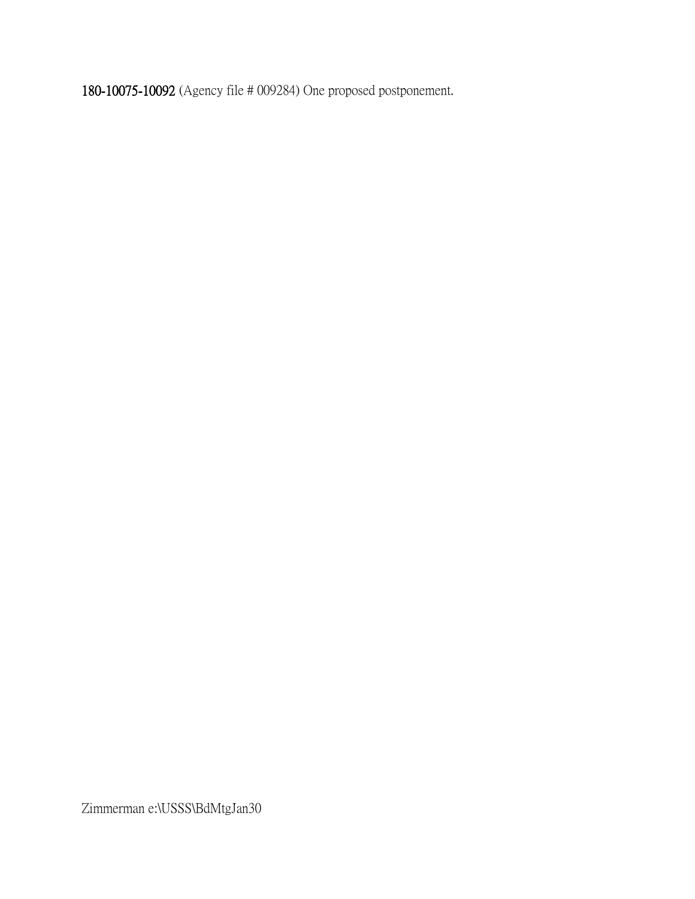**180-10075-10092** (Agency file # 009284) One proposed postponement.

Zimmerman e:\USSS\BdMtgJan30